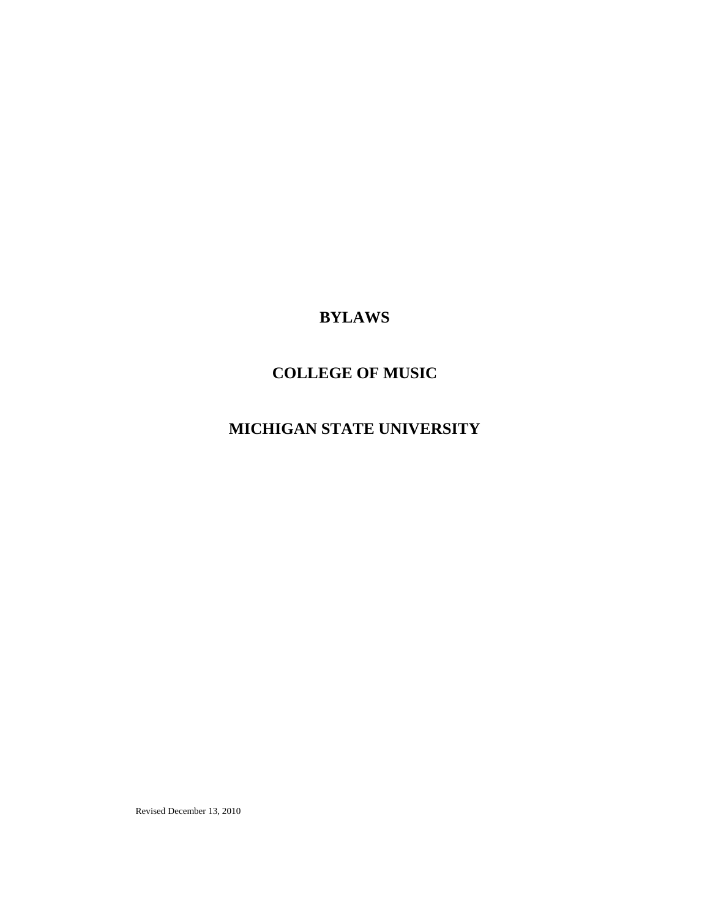# BYLAWS

# COLLEGE OF MUSIC

# MICHIGAN STATE UNIVERSITY

Revised December 13, 2010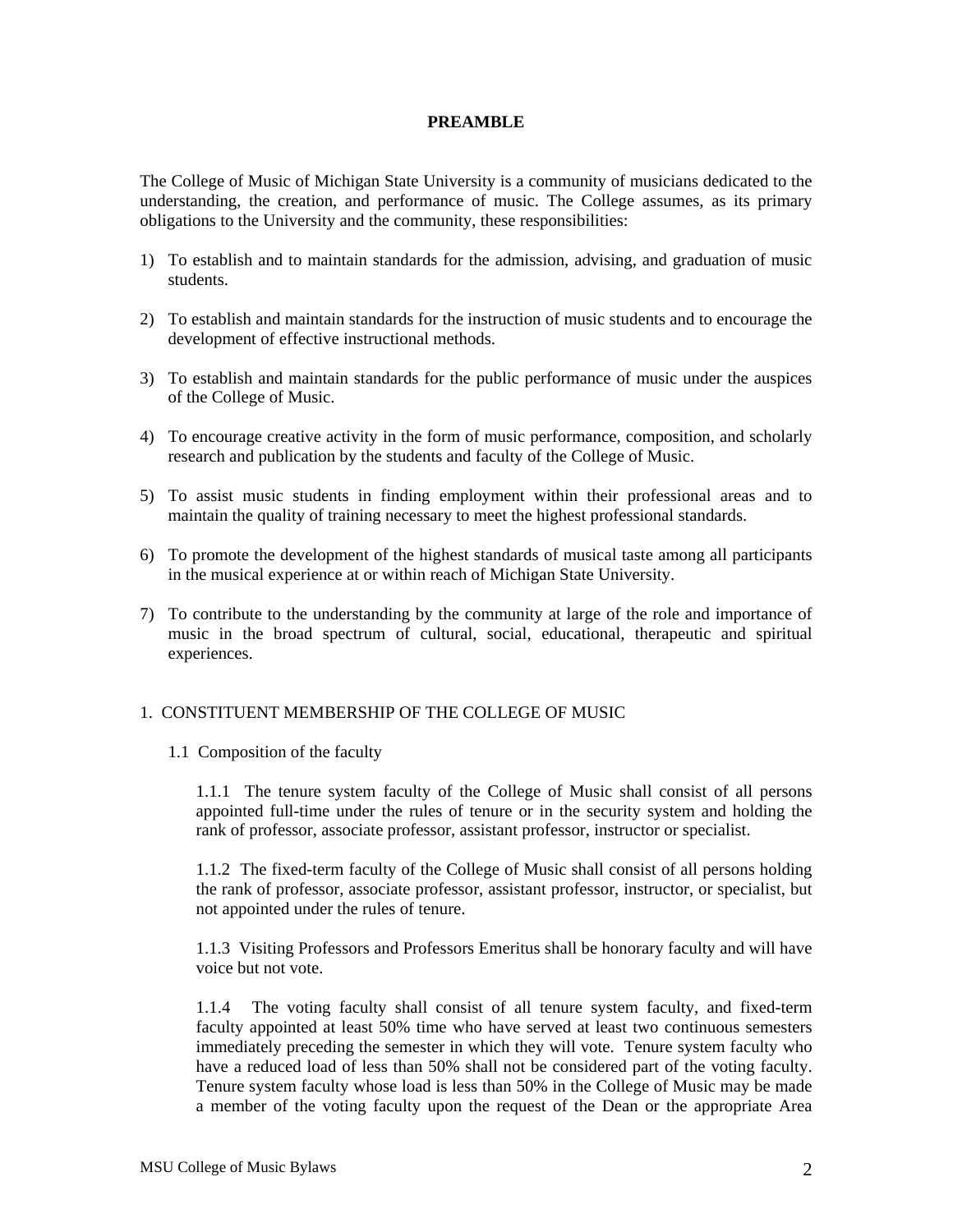# PREAMBLE

The College of Music of Michigan State University is a community of musicians dedicated to the understanding, the creation, and performance of music. The College assumes, as its primary obligations to the University and the community, these responsibilities:

1) To establish and to maintain standards for the admission, advising, and graduation of music students.

2) To establish and maintain standards for the instruction of music students and to encourage the development of effective instructional methods.

3) To establish and maintain standards for the public performance of music under the auspices of the College of Music.

4) To encourage creative activity in the form of music performance, composition, and scholarly research and publication by the students and faculty of the College of Music.

5) To assist music students in finding employment within their professional areas and to maintain the quality of training necessary to meet the highest professional standards.

6) To promote the development of the highest standards of musical taste among all participants in the musical experience at or within reach of Michigan State University.

7) To contribute to the understanding by the community at large of the role and importance of music in the broad spectrum of cultural, social, educational, therapeutic and spiritual experiences.

## 1. CONSTITUENT MEMBERSHIP OF THE COLLEGE OF MUSIC

### 1.1 Composition of the faculty

1.1.1 The tenure system faculty of the College of Music shall consist of all persons appointed full-time under the rules of tenure or in the security system and holding the rank of professor, associate professor, assistant professor, instructor or specialist.

1.1.2 The fixed-term faculty of the College of Music shall consist of all persons holding the rank of professor, associate professor, assistant professor, instructor, or specialist, but not appointed under the rules of tenure.

1.1.3 Visiting Professors and Professors Emeritus shall be honorary faculty and will have voice but not vote.

1.1.4 The voting faculty shall consist of all tenure system faculty, and fixed-term faculty appointed at least 50% time who have served at least two continuous semesters immediately preceding the semester in which they will vote. Tenure system faculty who have a reduced load of less than 50% shall not be considered part of the voting faculty. Tenure system faculty whose load is less than 50% in the College of Music may be made a member of the voting faculty upon the request of the Dean or the appropriate Area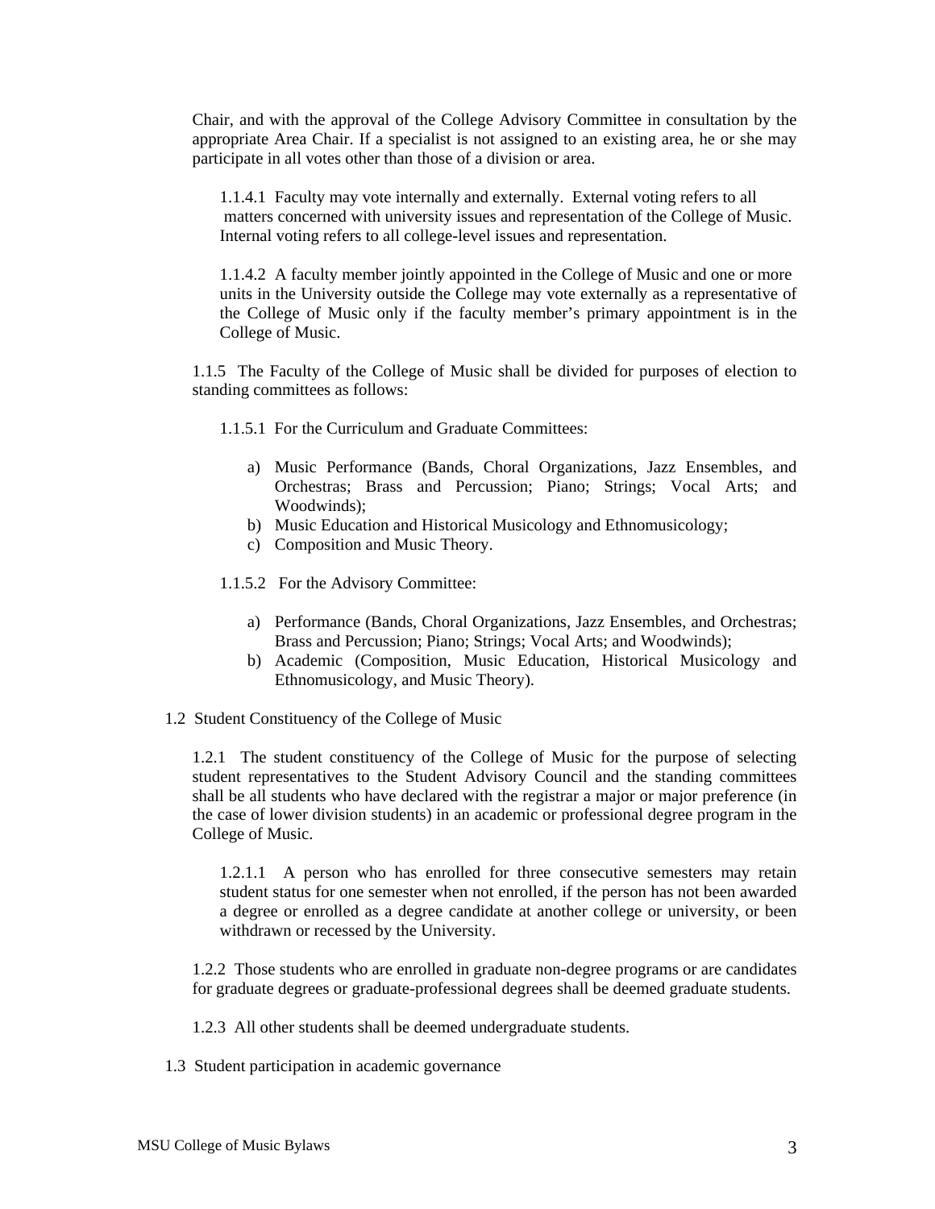Chair, and with the approval of the College Advisory Committee in consultation by the appropriate Area Chair. If a specialist is not assigned to an existing area, he or she may participate in all votes other than those of a division or area.

1.1.4.1 Faculty may vote internally and externally. External voting refers to all matters concerned with university issues and representation of the College of Music. Internal voting refers to all college-level issues and representation.

1.1.4.2 A faculty member jointly appointed in the College of Music and one or more units in the University outside the College may vote externally as a representative of the College of Music only if the faculty member's primary appointment is in the College of Music.

1.1.5 The Faculty of the College of Music shall be divided for purposes of election to standing committees as follows:

1.1.5.1 For the Curriculum and Graduate Committees:

a) Music Performance (Bands, Choral Organizations, Jazz Ensembles, and Orchestras; Brass and Percussion; Piano; Strings; Vocal Arts; and Woodwinds);
b) Music Education and Historical Musicology and Ethnomusicology;
c) Composition and Music Theory.

1.1.5.2 For the Advisory Committee:

a) Performance (Bands, Choral Organizations, Jazz Ensembles, and Orchestras; Brass and Percussion; Piano; Strings; Vocal Arts; and Woodwinds);
b) Academic (Composition, Music Education, Historical Musicology and Ethnomusicology, and Music Theory).

1.2 Student Constituency of the College of Music

1.2.1 The student constituency of the College of Music for the purpose of selecting student representatives to the Student Advisory Council and the standing committees shall be all students who have declared with the registrar a major or major preference (in the case of lower division students) in an academic or professional degree program in the College of Music.

1.2.1.1 A person who has enrolled for three consecutive semesters may retain student status for one semester when not enrolled, if the person has not been awarded a degree or enrolled as a degree candidate at another college or university, or been withdrawn or recessed by the University.

1.2.2 Those students who are enrolled in graduate non-degree programs or are candidates for graduate degrees or graduate-professional degrees shall be deemed graduate students.

1.2.3 All other students shall be deemed undergraduate students.

1.3 Student participation in academic governance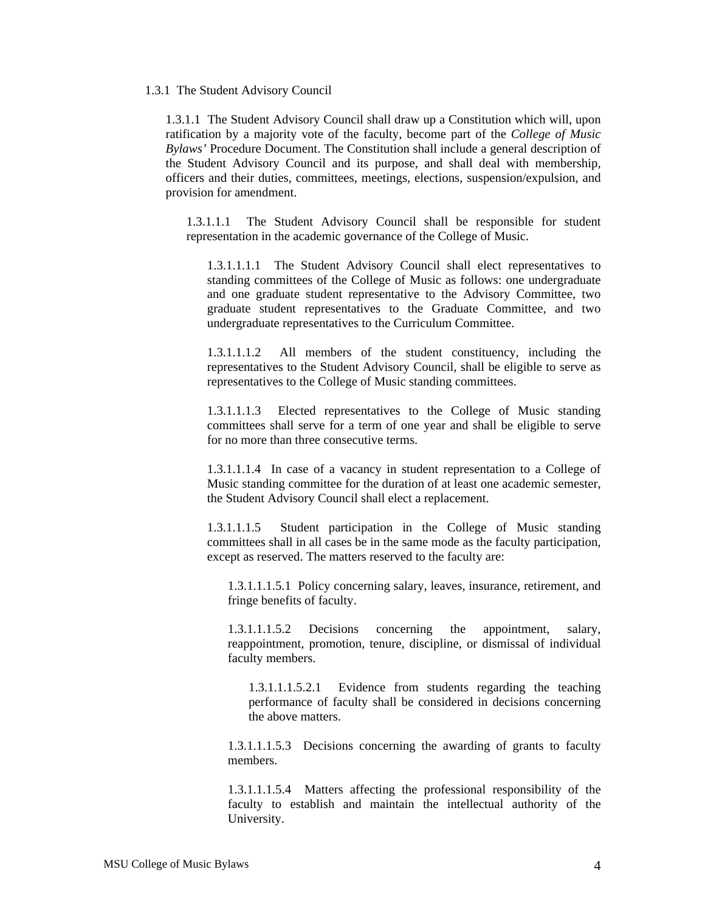1.3.1 The Student Advisory Council

1.3.1.1 The Student Advisory Council shall draw up a Constitution which will, upon ratification by a majority vote of the faculty, become part of the *College of Music Bylaws'* Procedure Document. The Constitution shall include a general description of the Student Advisory Council and its purpose, and shall deal with membership, officers and their duties, committees, meetings, elections, suspension/expulsion, and provision for amendment.

1.3.1.1.1 The Student Advisory Council shall be responsible for student representation in the academic governance of the College of Music.

1.3.1.1.1.1 The Student Advisory Council shall elect representatives to standing committees of the College of Music as follows: one undergraduate and one graduate student representative to the Advisory Committee, two graduate student representatives to the Graduate Committee, and two undergraduate representatives to the Curriculum Committee.

1.3.1.1.1.2 All members of the student constituency, including the representatives to the Student Advisory Council, shall be eligible to serve as representatives to the College of Music standing committees.

1.3.1.1.1.3 Elected representatives to the College of Music standing committees shall serve for a term of one year and shall be eligible to serve for no more than three consecutive terms.

1.3.1.1.1.4 In case of a vacancy in student representation to a College of Music standing committee for the duration of at least one academic semester, the Student Advisory Council shall elect a replacement.

1.3.1.1.1.5 Student participation in the College of Music standing committees shall in all cases be in the same mode as the faculty participation, except as reserved. The matters reserved to the faculty are:

1.3.1.1.1.5.1 Policy concerning salary, leaves, insurance, retirement, and fringe benefits of faculty.

1.3.1.1.1.5.2 Decisions concerning the appointment, salary, reappointment, promotion, tenure, discipline, or dismissal of individual faculty members.

1.3.1.1.1.5.2.1 Evidence from students regarding the teaching performance of faculty shall be considered in decisions concerning the above matters.

1.3.1.1.1.5.3 Decisions concerning the awarding of grants to faculty members.

1.3.1.1.1.5.4 Matters affecting the professional responsibility of the faculty to establish and maintain the intellectual authority of the University.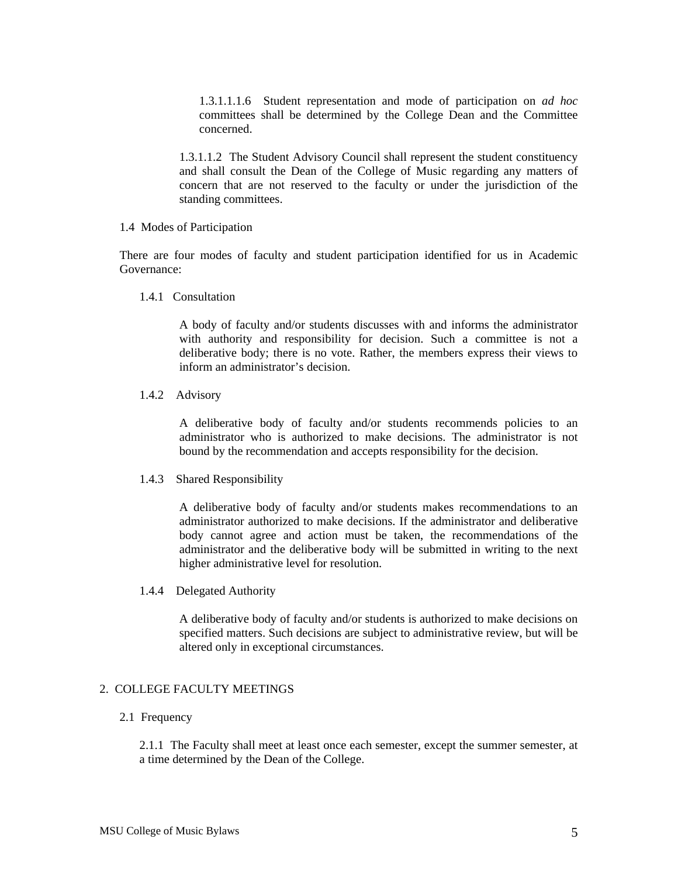1.3.1.1.1.6 Student representation and mode of participation on *ad hoc* committees shall be determined by the College Dean and the Committee concerned.

1.3.1.1.2 The Student Advisory Council shall represent the student constituency and shall consult the Dean of the College of Music regarding any matters of concern that are not reserved to the faculty or under the jurisdiction of the standing committees.

1.4 Modes of Participation

There are four modes of faculty and student participation identified for us in Academic Governance:

1.4.1 Consultation

A body of faculty and/or students discusses with and informs the administrator with authority and responsibility for decision. Such a committee is not a deliberative body; there is no vote. Rather, the members express their views to inform an administrator's decision.

1.4.2 Advisory

A deliberative body of faculty and/or students recommends policies to an administrator who is authorized to make decisions. The administrator is not bound by the recommendation and accepts responsibility for the decision.

1.4.3 Shared Responsibility

A deliberative body of faculty and/or students makes recommendations to an administrator authorized to make decisions. If the administrator and deliberative body cannot agree and action must be taken, the recommendations of the administrator and the deliberative body will be submitted in writing to the next higher administrative level for resolution.

1.4.4 Delegated Authority

A deliberative body of faculty and/or students is authorized to make decisions on specified matters. Such decisions are subject to administrative review, but will be altered only in exceptional circumstances.

## 2. COLLEGE FACULTY MEETINGS

2.1 Frequency

2.1.1 The Faculty shall meet at least once each semester, except the summer semester, at a time determined by the Dean of the College.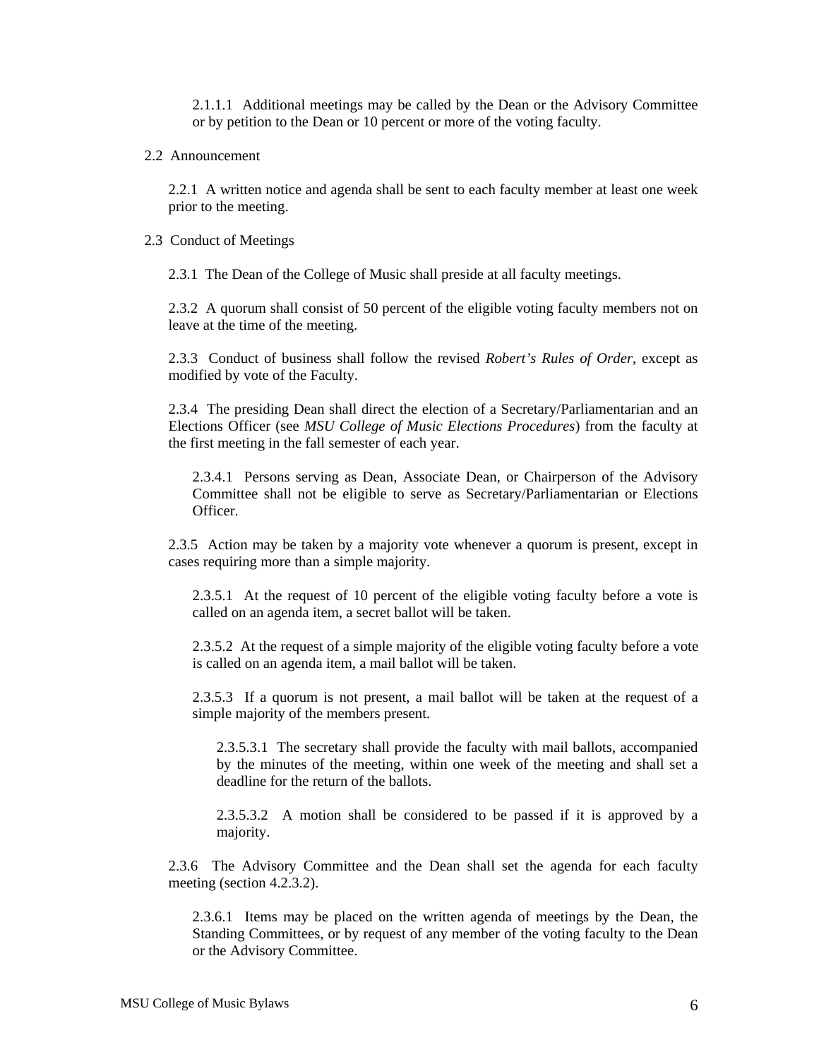2.1.1.1 Additional meetings may be called by the Dean or the Advisory Committee or by petition to the Dean or 10 percent or more of the voting faculty.

2.2 Announcement

2.2.1 A written notice and agenda shall be sent to each faculty member at least one week prior to the meeting.

2.3 Conduct of Meetings

2.3.1 The Dean of the College of Music shall preside at all faculty meetings.

2.3.2 A quorum shall consist of 50 percent of the eligible voting faculty members not on leave at the time of the meeting.

2.3.3 Conduct of business shall follow the revised *Robert's Rules of Order*, except as modified by vote of the Faculty.

2.3.4 The presiding Dean shall direct the election of a Secretary/Parliamentarian and an Elections Officer (see *MSU College of Music Elections Procedures*) from the faculty at the first meeting in the fall semester of each year.

2.3.4.1 Persons serving as Dean, Associate Dean, or Chairperson of the Advisory Committee shall not be eligible to serve as Secretary/Parliamentarian or Elections Officer.

2.3.5 Action may be taken by a majority vote whenever a quorum is present, except in cases requiring more than a simple majority.

2.3.5.1 At the request of 10 percent of the eligible voting faculty before a vote is called on an agenda item, a secret ballot will be taken.

2.3.5.2 At the request of a simple majority of the eligible voting faculty before a vote is called on an agenda item, a mail ballot will be taken.

2.3.5.3 If a quorum is not present, a mail ballot will be taken at the request of a simple majority of the members present.

2.3.5.3.1 The secretary shall provide the faculty with mail ballots, accompanied by the minutes of the meeting, within one week of the meeting and shall set a deadline for the return of the ballots.

2.3.5.3.2 A motion shall be considered to be passed if it is approved by a majority.

2.3.6 The Advisory Committee and the Dean shall set the agenda for each faculty meeting (section 4.2.3.2).

2.3.6.1 Items may be placed on the written agenda of meetings by the Dean, the Standing Committees, or by request of any member of the voting faculty to the Dean or the Advisory Committee.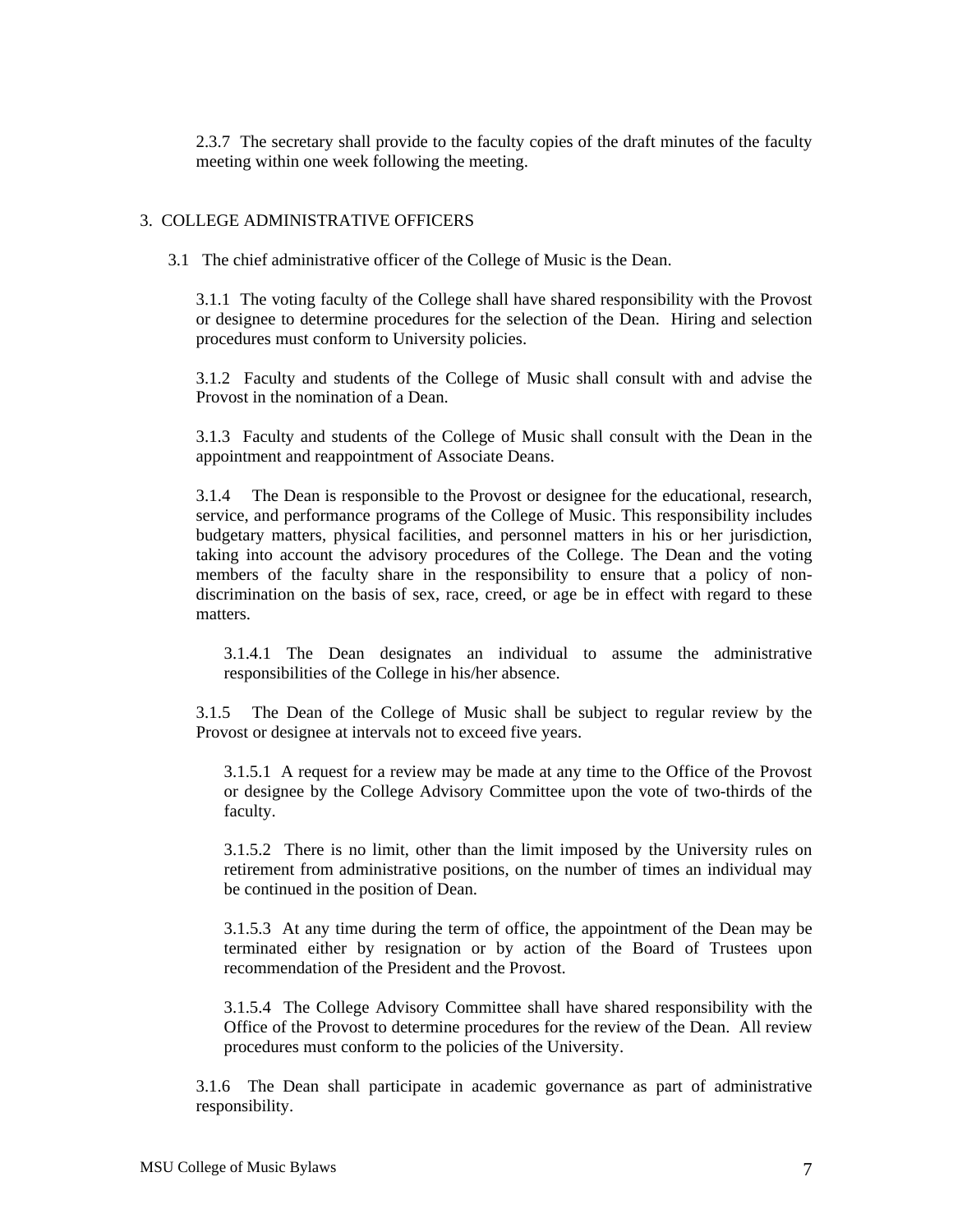2.3.7 The secretary shall provide to the faculty copies of the draft minutes of the faculty meeting within one week following the meeting.

## 3. COLLEGE ADMINISTRATIVE OFFICERS

3.1 The chief administrative officer of the College of Music is the Dean.

3.1.1 The voting faculty of the College shall have shared responsibility with the Provost or designee to determine procedures for the selection of the Dean. Hiring and selection procedures must conform to University policies.

3.1.2 Faculty and students of the College of Music shall consult with and advise the Provost in the nomination of a Dean.

3.1.3 Faculty and students of the College of Music shall consult with the Dean in the appointment and reappointment of Associate Deans.

3.1.4 The Dean is responsible to the Provost or designee for the educational, research, service, and performance programs of the College of Music. This responsibility includes budgetary matters, physical facilities, and personnel matters in his or her jurisdiction, taking into account the advisory procedures of the College. The Dean and the voting members of the faculty share in the responsibility to ensure that a policy of non-discrimination on the basis of sex, race, creed, or age be in effect with regard to these matters.

3.1.4.1 The Dean designates an individual to assume the administrative responsibilities of the College in his/her absence.

3.1.5 The Dean of the College of Music shall be subject to regular review by the Provost or designee at intervals not to exceed five years.

3.1.5.1 A request for a review may be made at any time to the Office of the Provost or designee by the College Advisory Committee upon the vote of two-thirds of the faculty.

3.1.5.2 There is no limit, other than the limit imposed by the University rules on retirement from administrative positions, on the number of times an individual may be continued in the position of Dean.

3.1.5.3 At any time during the term of office, the appointment of the Dean may be terminated either by resignation or by action of the Board of Trustees upon recommendation of the President and the Provost.

3.1.5.4 The College Advisory Committee shall have shared responsibility with the Office of the Provost to determine procedures for the review of the Dean. All review procedures must conform to the policies of the University.

3.1.6 The Dean shall participate in academic governance as part of administrative responsibility.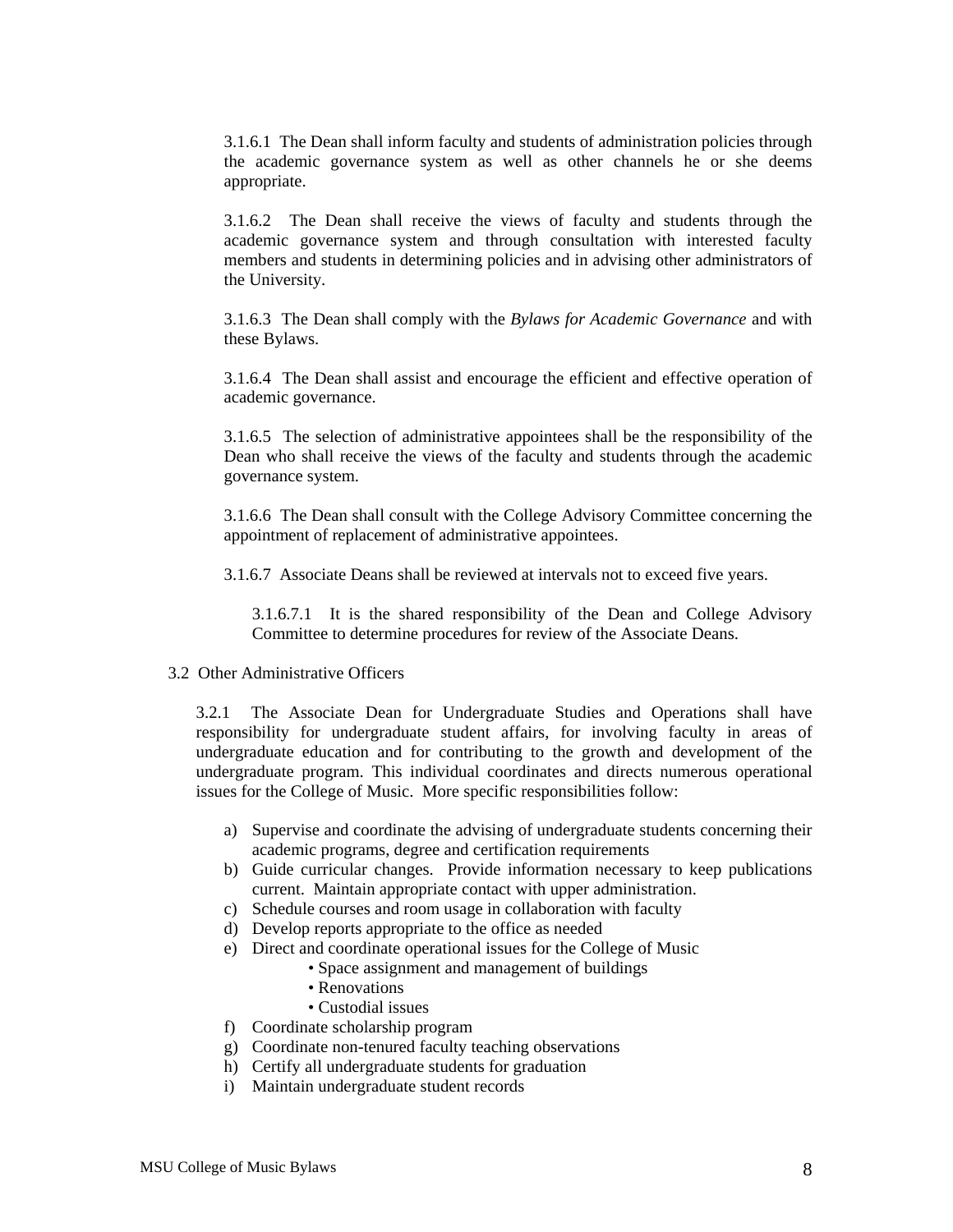3.1.6.1 The Dean shall inform faculty and students of administration policies through the academic governance system as well as other channels he or she deems appropriate.

3.1.6.2 The Dean shall receive the views of faculty and students through the academic governance system and through consultation with interested faculty members and students in determining policies and in advising other administrators of the University.

3.1.6.3 The Dean shall comply with the *Bylaws for Academic Governance* and with these Bylaws.

3.1.6.4 The Dean shall assist and encourage the efficient and effective operation of academic governance.

3.1.6.5 The selection of administrative appointees shall be the responsibility of the Dean who shall receive the views of the faculty and students through the academic governance system.

3.1.6.6 The Dean shall consult with the College Advisory Committee concerning the appointment of replacement of administrative appointees.

3.1.6.7 Associate Deans shall be reviewed at intervals not to exceed five years.

3.1.6.7.1 It is the shared responsibility of the Dean and College Advisory Committee to determine procedures for review of the Associate Deans.

3.2 Other Administrative Officers

3.2.1 The Associate Dean for Undergraduate Studies and Operations shall have responsibility for undergraduate student affairs, for involving faculty in areas of undergraduate education and for contributing to the growth and development of the undergraduate program. This individual coordinates and directs numerous operational issues for the College of Music. More specific responsibilities follow:

a) Supervise and coordinate the advising of undergraduate students concerning their academic programs, degree and certification requirements
b) Guide curricular changes. Provide information necessary to keep publications current. Maintain appropriate contact with upper administration.
c) Schedule courses and room usage in collaboration with faculty
d) Develop reports appropriate to the office as needed
e) Direct and coordinate operational issues for the College of Music
    - Space assignment and management of buildings
    - Renovations
    - Custodial issues
f) Coordinate scholarship program
g) Coordinate non-tenured faculty teaching observations
h) Certify all undergraduate students for graduation
i) Maintain undergraduate student records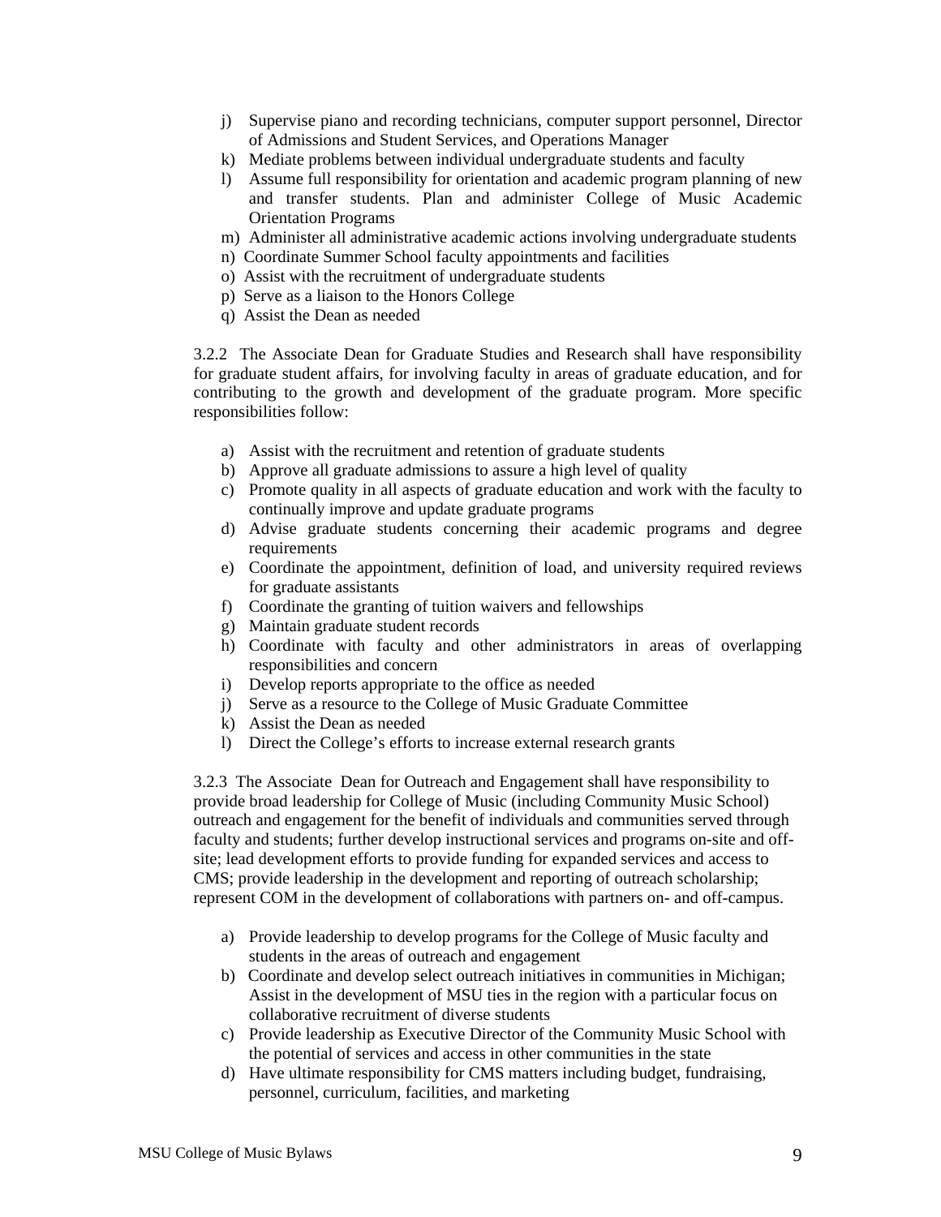j) Supervise piano and recording technicians, computer support personnel, Director of Admissions and Student Services, and Operations Manager
k) Mediate problems between individual undergraduate students and faculty
l) Assume full responsibility for orientation and academic program planning of new and transfer students. Plan and administer College of Music Academic Orientation Programs
m) Administer all administrative academic actions involving undergraduate students
n) Coordinate Summer School faculty appointments and facilities
o) Assist with the recruitment of undergraduate students
p) Serve as a liaison to the Honors College
q) Assist the Dean as needed

3.2.2 The Associate Dean for Graduate Studies and Research shall have responsibility for graduate student affairs, for involving faculty in areas of graduate education, and for contributing to the growth and development of the graduate program. More specific responsibilities follow:

a) Assist with the recruitment and retention of graduate students
b) Approve all graduate admissions to assure a high level of quality
c) Promote quality in all aspects of graduate education and work with the faculty to continually improve and update graduate programs
d) Advise graduate students concerning their academic programs and degree requirements
e) Coordinate the appointment, definition of load, and university required reviews for graduate assistants
f) Coordinate the granting of tuition waivers and fellowships
g) Maintain graduate student records
h) Coordinate with faculty and other administrators in areas of overlapping responsibilities and concern
i) Develop reports appropriate to the office as needed
j) Serve as a resource to the College of Music Graduate Committee
k) Assist the Dean as needed
l) Direct the College's efforts to increase external research grants

3.2.3 The Associate Dean for Outreach and Engagement shall have responsibility to provide broad leadership for College of Music (including Community Music School) outreach and engagement for the benefit of individuals and communities served through faculty and students; further develop instructional services and programs on-site and off-site; lead development efforts to provide funding for expanded services and access to CMS; provide leadership in the development and reporting of outreach scholarship; represent COM in the development of collaborations with partners on- and off-campus.

a) Provide leadership to develop programs for the College of Music faculty and students in the areas of outreach and engagement
b) Coordinate and develop select outreach initiatives in communities in Michigan; Assist in the development of MSU ties in the region with a particular focus on collaborative recruitment of diverse students
c) Provide leadership as Executive Director of the Community Music School with the potential of services and access in other communities in the state
d) Have ultimate responsibility for CMS matters including budget, fundraising, personnel, curriculum, facilities, and marketing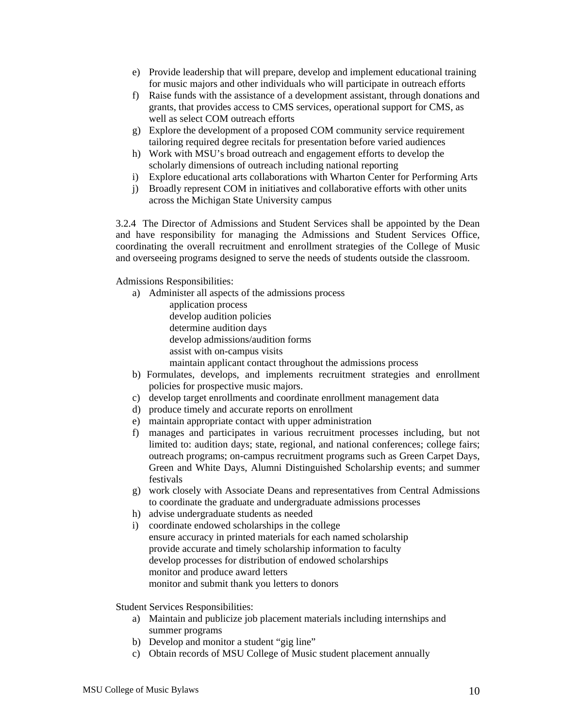e) Provide leadership that will prepare, develop and implement educational training for music majors and other individuals who will participate in outreach efforts
f) Raise funds with the assistance of a development assistant, through donations and grants, that provides access to CMS services, operational support for CMS, as well as select COM outreach efforts
g) Explore the development of a proposed COM community service requirement tailoring required degree recitals for presentation before varied audiences
h) Work with MSU's broad outreach and engagement efforts to develop the scholarly dimensions of outreach including national reporting
i) Explore educational arts collaborations with Wharton Center for Performing Arts
j) Broadly represent COM in initiatives and collaborative efforts with other units across the Michigan State University campus

3.2.4 The Director of Admissions and Student Services shall be appointed by the Dean and have responsibility for managing the Admissions and Student Services Office, coordinating the overall recruitment and enrollment strategies of the College of Music and overseeing programs designed to serve the needs of students outside the classroom.

Admissions Responsibilities:

a) Administer all aspects of the admissions process
    - application process
    - develop audition policies
    - determine audition days
    - develop admissions/audition forms
    - assist with on-campus visits
    - maintain applicant contact throughout the admissions process
b) Formulates, develops, and implements recruitment strategies and enrollment policies for prospective music majors.
c) develop target enrollments and coordinate enrollment management data
d) produce timely and accurate reports on enrollment
e) maintain appropriate contact with upper administration
f) manages and participates in various recruitment processes including, but not limited to: audition days; state, regional, and national conferences; college fairs; outreach programs; on-campus recruitment programs such as Green Carpet Days, Green and White Days, Alumni Distinguished Scholarship events; and summer festivals
g) work closely with Associate Deans and representatives from Central Admissions to coordinate the graduate and undergraduate admissions processes
h) advise undergraduate students as needed
i) coordinate endowed scholarships in the college
    - ensure accuracy in printed materials for each named scholarship
    - provide accurate and timely scholarship information to faculty
    - develop processes for distribution of endowed scholarships
    - monitor and produce award letters
    - monitor and submit thank you letters to donors

Student Services Responsibilities:

a) Maintain and publicize job placement materials including internships and summer programs
b) Develop and monitor a student "gig line"
c) Obtain records of MSU College of Music student placement annually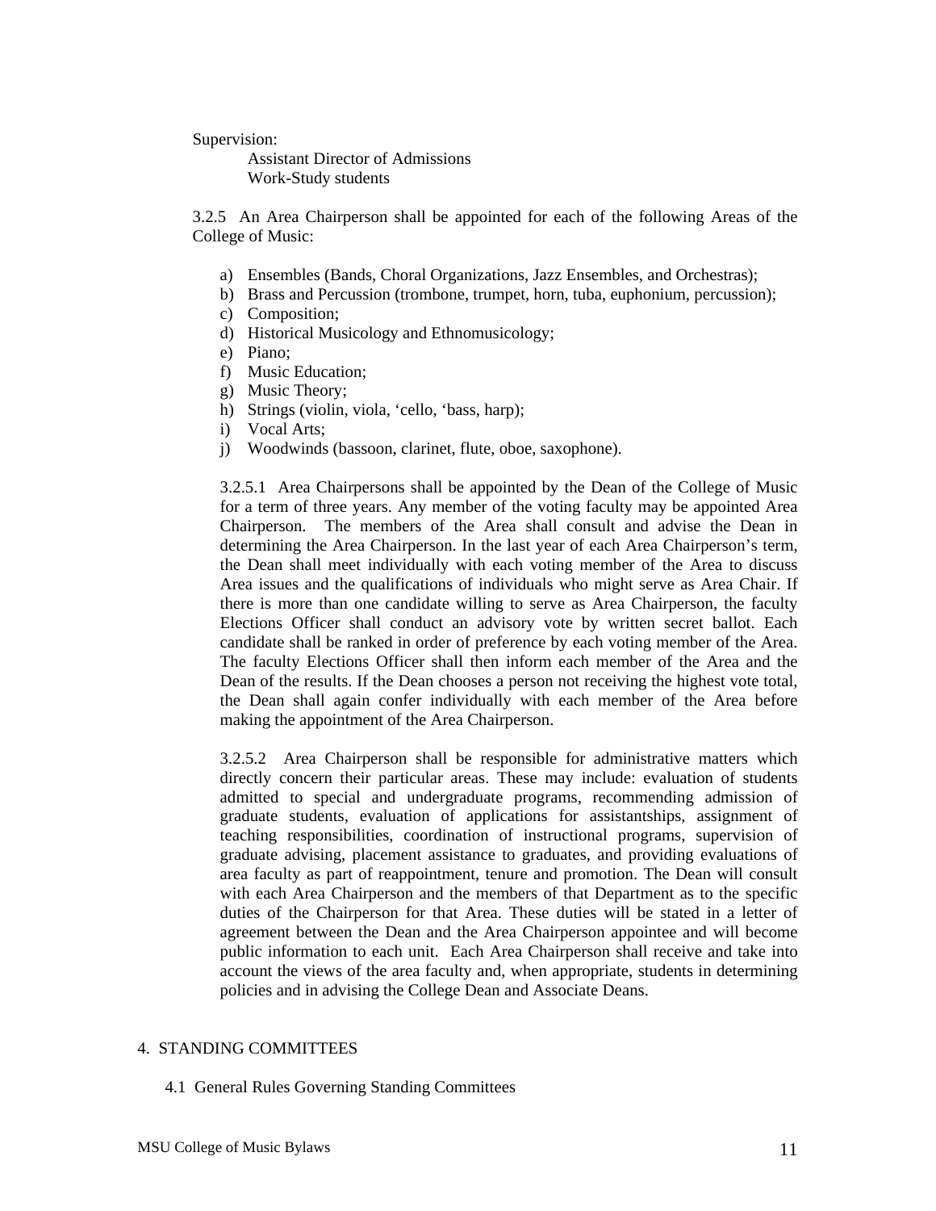Supervision:

Assistant Director of Admissions
Work-Study students

3.2.5 An Area Chairperson shall be appointed for each of the following Areas of the College of Music:

a) Ensembles (Bands, Choral Organizations, Jazz Ensembles, and Orchestras);
b) Brass and Percussion (trombone, trumpet, horn, tuba, euphonium, percussion);
c) Composition;
d) Historical Musicology and Ethnomusicology;
e) Piano;
f) Music Education;
g) Music Theory;
h) Strings (violin, viola, 'cello, 'bass, harp);
i) Vocal Arts;
j) Woodwinds (bassoon, clarinet, flute, oboe, saxophone).

3.2.5.1 Area Chairpersons shall be appointed by the Dean of the College of Music for a term of three years. Any member of the voting faculty may be appointed Area Chairperson. The members of the Area shall consult and advise the Dean in determining the Area Chairperson. In the last year of each Area Chairperson's term, the Dean shall meet individually with each voting member of the Area to discuss Area issues and the qualifications of individuals who might serve as Area Chair. If there is more than one candidate willing to serve as Area Chairperson, the faculty Elections Officer shall conduct an advisory vote by written secret ballot. Each candidate shall be ranked in order of preference by each voting member of the Area. The faculty Elections Officer shall then inform each member of the Area and the Dean of the results. If the Dean chooses a person not receiving the highest vote total, the Dean shall again confer individually with each member of the Area before making the appointment of the Area Chairperson.

3.2.5.2 Area Chairperson shall be responsible for administrative matters which directly concern their particular areas. These may include: evaluation of students admitted to special and undergraduate programs, recommending admission of graduate students, evaluation of applications for assistantships, assignment of teaching responsibilities, coordination of instructional programs, supervision of graduate advising, placement assistance to graduates, and providing evaluations of area faculty as part of reappointment, tenure and promotion. The Dean will consult with each Area Chairperson and the members of that Department as to the specific duties of the Chairperson for that Area. These duties will be stated in a letter of agreement between the Dean and the Area Chairperson appointee and will become public information to each unit. Each Area Chairperson shall receive and take into account the views of the area faculty and, when appropriate, students in determining policies and in advising the College Dean and Associate Deans.

# 4. STANDING COMMITTEES

## 4.1 General Rules Governing Standing Committees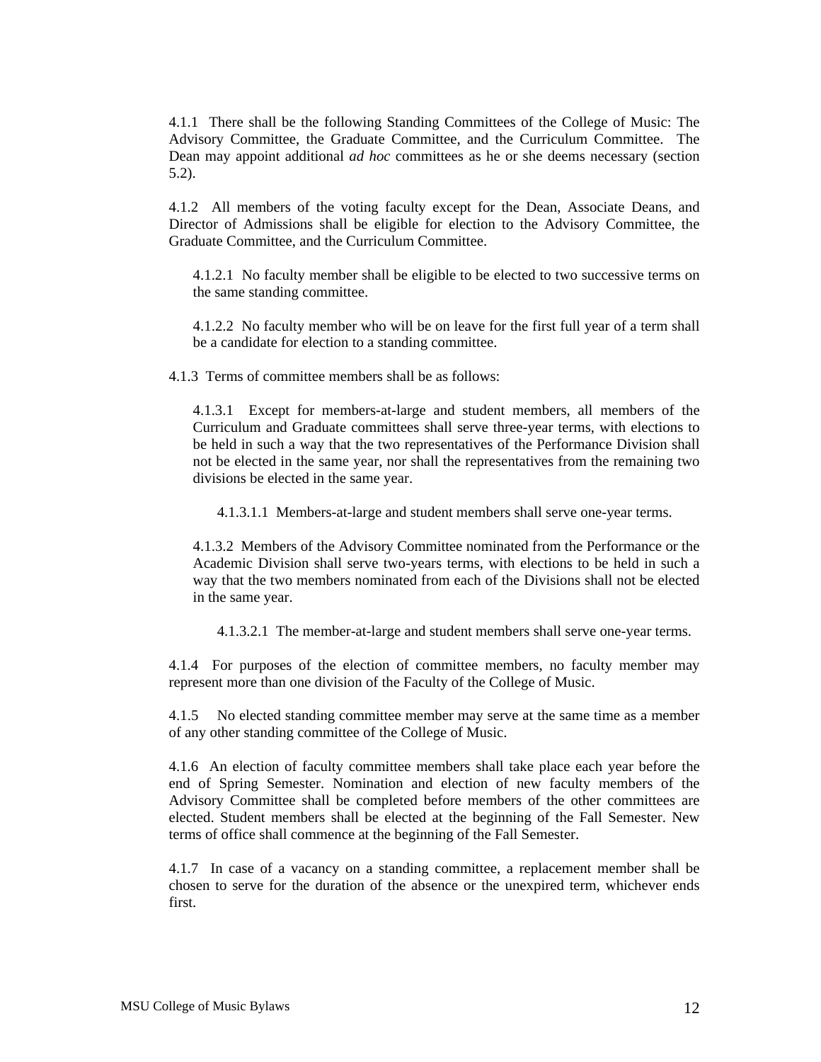4.1.1 There shall be the following Standing Committees of the College of Music: The Advisory Committee, the Graduate Committee, and the Curriculum Committee. The Dean may appoint additional *ad hoc* committees as he or she deems necessary (section 5.2).

4.1.2 All members of the voting faculty except for the Dean, Associate Deans, and Director of Admissions shall be eligible for election to the Advisory Committee, the Graduate Committee, and the Curriculum Committee.

4.1.2.1 No faculty member shall be eligible to be elected to two successive terms on the same standing committee.

4.1.2.2 No faculty member who will be on leave for the first full year of a term shall be a candidate for election to a standing committee.

4.1.3 Terms of committee members shall be as follows:

4.1.3.1 Except for members-at-large and student members, all members of the Curriculum and Graduate committees shall serve three-year terms, with elections to be held in such a way that the two representatives of the Performance Division shall not be elected in the same year, nor shall the representatives from the remaining two divisions be elected in the same year.

4.1.3.1.1 Members-at-large and student members shall serve one-year terms.

4.1.3.2 Members of the Advisory Committee nominated from the Performance or the Academic Division shall serve two-years terms, with elections to be held in such a way that the two members nominated from each of the Divisions shall not be elected in the same year.

4.1.3.2.1 The member-at-large and student members shall serve one-year terms.

4.1.4 For purposes of the election of committee members, no faculty member may represent more than one division of the Faculty of the College of Music.

4.1.5 No elected standing committee member may serve at the same time as a member of any other standing committee of the College of Music.

4.1.6 An election of faculty committee members shall take place each year before the end of Spring Semester. Nomination and election of new faculty members of the Advisory Committee shall be completed before members of the other committees are elected. Student members shall be elected at the beginning of the Fall Semester. New terms of office shall commence at the beginning of the Fall Semester.

4.1.7 In case of a vacancy on a standing committee, a replacement member shall be chosen to serve for the duration of the absence or the unexpired term, whichever ends first.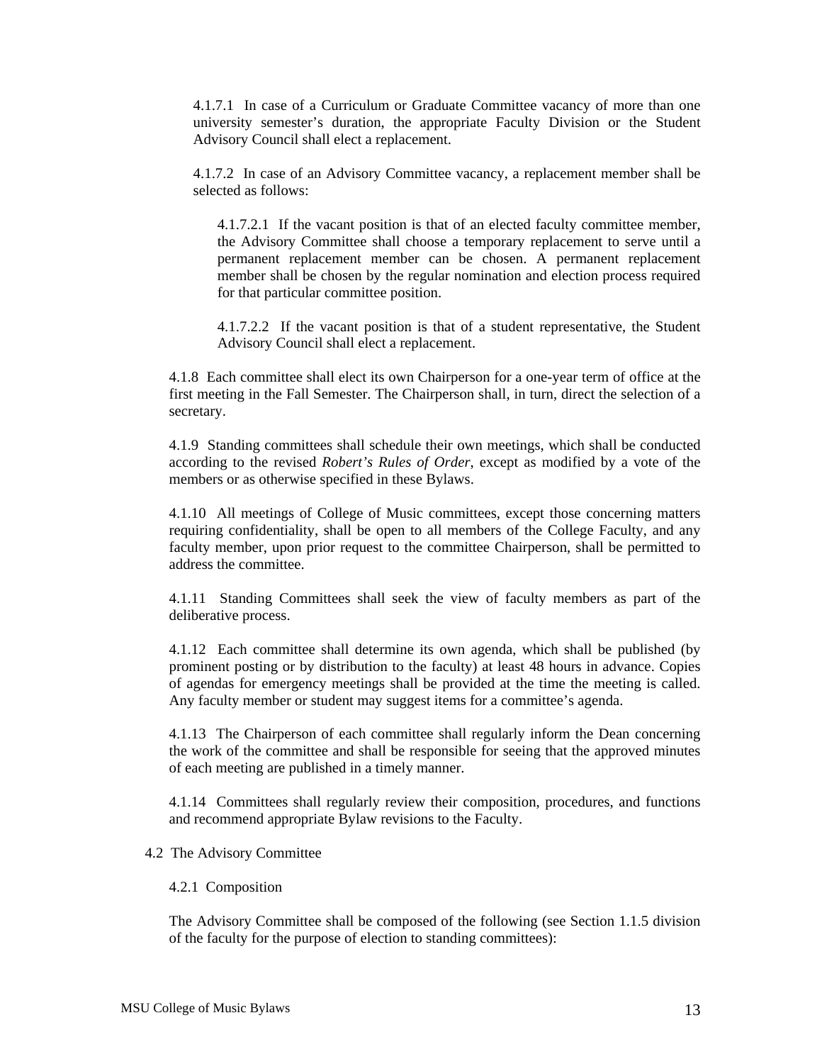4.1.7.1 In case of a Curriculum or Graduate Committee vacancy of more than one university semester's duration, the appropriate Faculty Division or the Student Advisory Council shall elect a replacement.

4.1.7.2 In case of an Advisory Committee vacancy, a replacement member shall be selected as follows:

4.1.7.2.1 If the vacant position is that of an elected faculty committee member, the Advisory Committee shall choose a temporary replacement to serve until a permanent replacement member can be chosen. A permanent replacement member shall be chosen by the regular nomination and election process required for that particular committee position.

4.1.7.2.2 If the vacant position is that of a student representative, the Student Advisory Council shall elect a replacement.

4.1.8 Each committee shall elect its own Chairperson for a one-year term of office at the first meeting in the Fall Semester. The Chairperson shall, in turn, direct the selection of a secretary.

4.1.9 Standing committees shall schedule their own meetings, which shall be conducted according to the revised *Robert's Rules of Order*, except as modified by a vote of the members or as otherwise specified in these Bylaws.

4.1.10 All meetings of College of Music committees, except those concerning matters requiring confidentiality, shall be open to all members of the College Faculty, and any faculty member, upon prior request to the committee Chairperson, shall be permitted to address the committee.

4.1.11 Standing Committees shall seek the view of faculty members as part of the deliberative process.

4.1.12 Each committee shall determine its own agenda, which shall be published (by prominent posting or by distribution to the faculty) at least 48 hours in advance. Copies of agendas for emergency meetings shall be provided at the time the meeting is called. Any faculty member or student may suggest items for a committee's agenda.

4.1.13 The Chairperson of each committee shall regularly inform the Dean concerning the work of the committee and shall be responsible for seeing that the approved minutes of each meeting are published in a timely manner.

4.1.14 Committees shall regularly review their composition, procedures, and functions and recommend appropriate Bylaw revisions to the Faculty.

4.2 The Advisory Committee

4.2.1 Composition

The Advisory Committee shall be composed of the following (see Section 1.1.5 division of the faculty for the purpose of election to standing committees):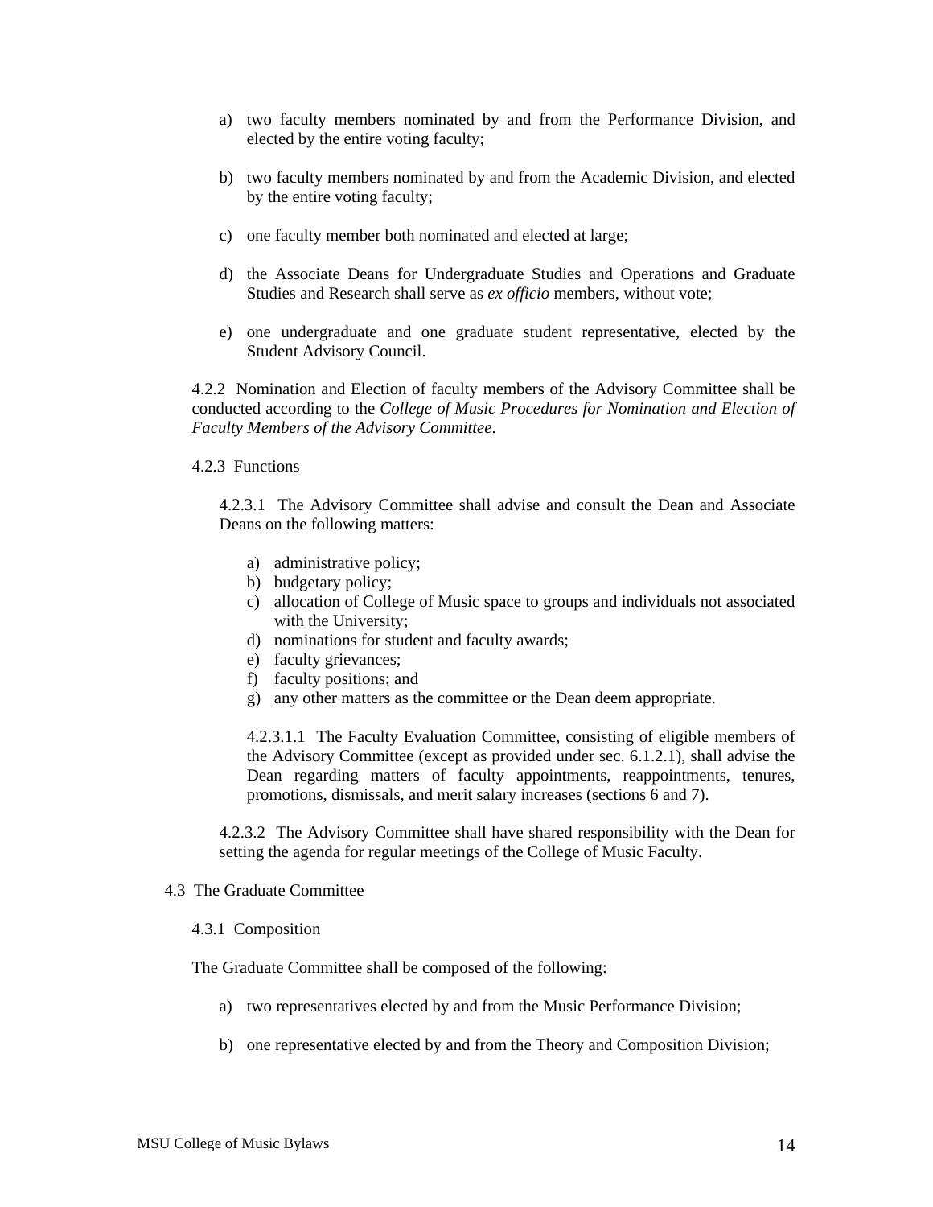a) two faculty members nominated by and from the Performance Division, and elected by the entire voting faculty;

b) two faculty members nominated by and from the Academic Division, and elected by the entire voting faculty;

c) one faculty member both nominated and elected at large;

d) the Associate Deans for Undergraduate Studies and Operations and Graduate Studies and Research shall serve as *ex officio* members, without vote;

e) one undergraduate and one graduate student representative, elected by the Student Advisory Council.

4.2.2 Nomination and Election of faculty members of the Advisory Committee shall be conducted according to the *College of Music Procedures for Nomination and Election of Faculty Members of the Advisory Committee*.

4.2.3 Functions

4.2.3.1 The Advisory Committee shall advise and consult the Dean and Associate Deans on the following matters:

a) administrative policy;
b) budgetary policy;
c) allocation of College of Music space to groups and individuals not associated with the University;
d) nominations for student and faculty awards;
e) faculty grievances;
f) faculty positions; and
g) any other matters as the committee or the Dean deem appropriate.

4.2.3.1.1 The Faculty Evaluation Committee, consisting of eligible members of the Advisory Committee (except as provided under sec. 6.1.2.1), shall advise the Dean regarding matters of faculty appointments, reappointments, tenures, promotions, dismissals, and merit salary increases (sections 6 and 7).

4.2.3.2 The Advisory Committee shall have shared responsibility with the Dean for setting the agenda for regular meetings of the College of Music Faculty.

4.3 The Graduate Committee

4.3.1 Composition

The Graduate Committee shall be composed of the following:

a) two representatives elected by and from the Music Performance Division;

b) one representative elected by and from the Theory and Composition Division;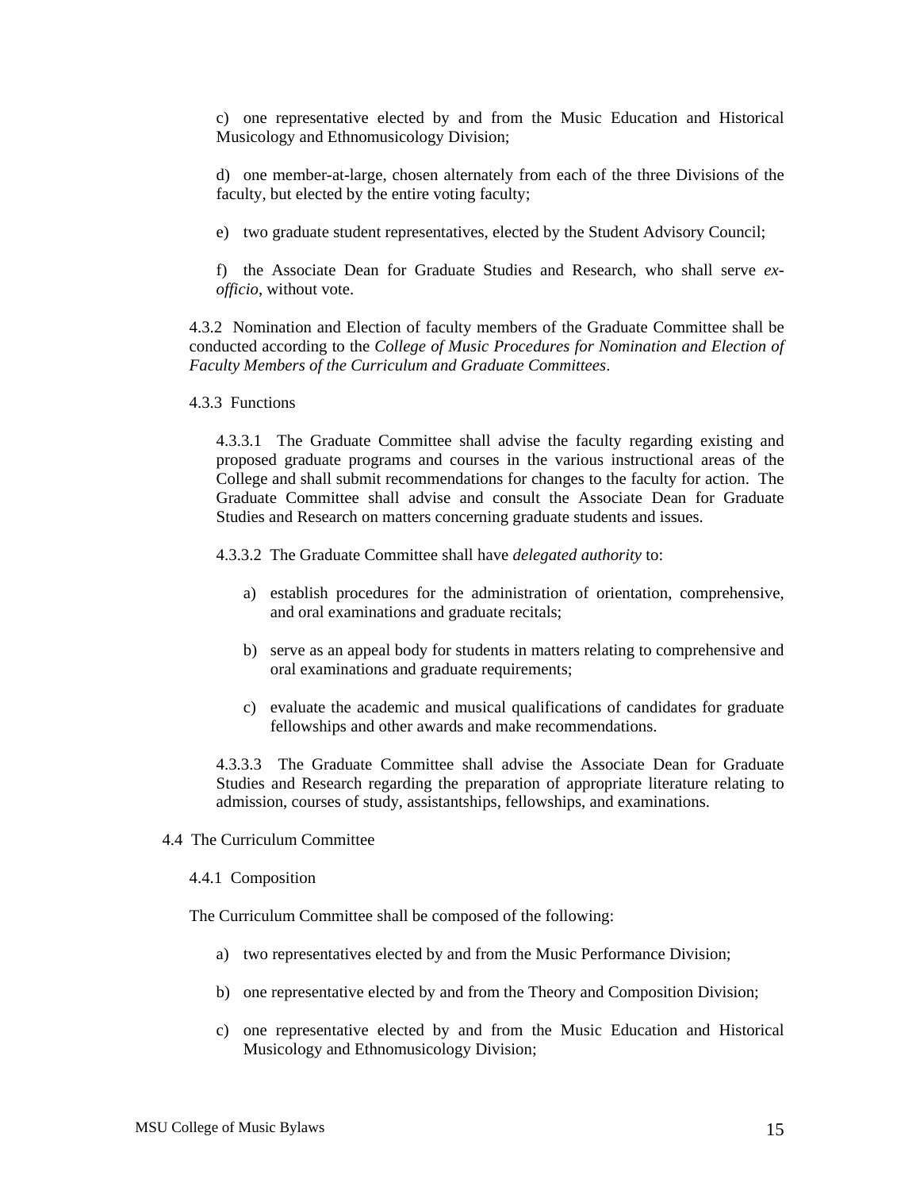c) one representative elected by and from the Music Education and Historical Musicology and Ethnomusicology Division;

d) one member-at-large, chosen alternately from each of the three Divisions of the faculty, but elected by the entire voting faculty;

e) two graduate student representatives, elected by the Student Advisory Council;

f) the Associate Dean for Graduate Studies and Research, who shall serve *ex-officio*, without vote.

4.3.2 Nomination and Election of faculty members of the Graduate Committee shall be conducted according to the *College of Music Procedures for Nomination and Election of Faculty Members of the Curriculum and Graduate Committees*.

4.3.3 Functions

4.3.3.1 The Graduate Committee shall advise the faculty regarding existing and proposed graduate programs and courses in the various instructional areas of the College and shall submit recommendations for changes to the faculty for action. The Graduate Committee shall advise and consult the Associate Dean for Graduate Studies and Research on matters concerning graduate students and issues.

4.3.3.2 The Graduate Committee shall have *delegated authority* to:

a) establish procedures for the administration of orientation, comprehensive, and oral examinations and graduate recitals;

b) serve as an appeal body for students in matters relating to comprehensive and oral examinations and graduate requirements;

c) evaluate the academic and musical qualifications of candidates for graduate fellowships and other awards and make recommendations.

4.3.3.3 The Graduate Committee shall advise the Associate Dean for Graduate Studies and Research regarding the preparation of appropriate literature relating to admission, courses of study, assistantships, fellowships, and examinations.

4.4 The Curriculum Committee

4.4.1 Composition

The Curriculum Committee shall be composed of the following:

a) two representatives elected by and from the Music Performance Division;

b) one representative elected by and from the Theory and Composition Division;

c) one representative elected by and from the Music Education and Historical Musicology and Ethnomusicology Division;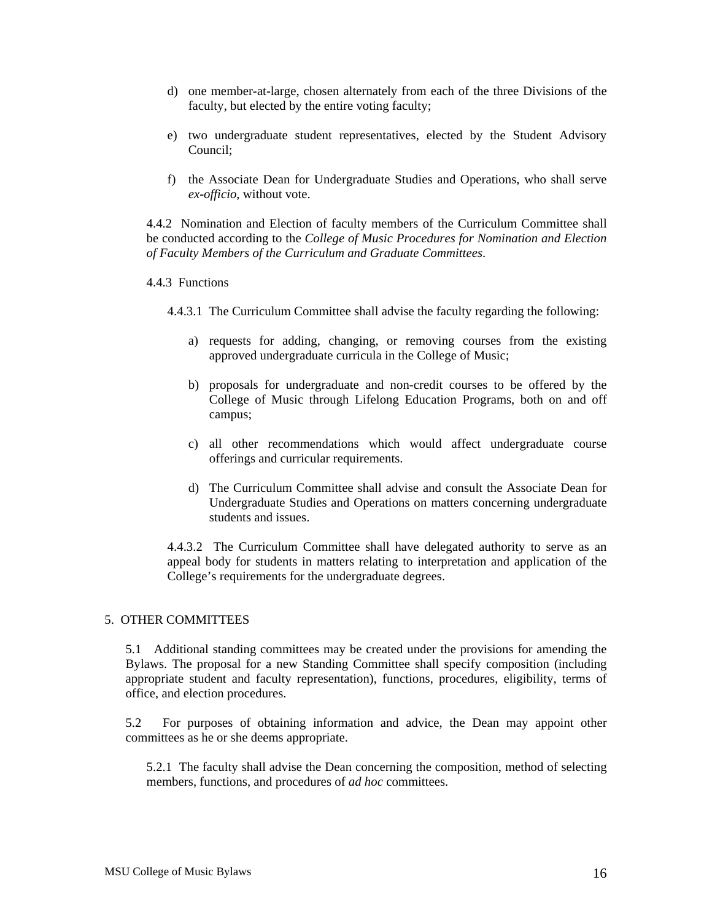d) one member-at-large, chosen alternately from each of the three Divisions of the faculty, but elected by the entire voting faculty;

e) two undergraduate student representatives, elected by the Student Advisory Council;

f) the Associate Dean for Undergraduate Studies and Operations, who shall serve *ex-officio*, without vote.

4.4.2 Nomination and Election of faculty members of the Curriculum Committee shall be conducted according to the *College of Music Procedures for Nomination and Election of Faculty Members of the Curriculum and Graduate Committees*.

4.4.3 Functions

4.4.3.1 The Curriculum Committee shall advise the faculty regarding the following:

a) requests for adding, changing, or removing courses from the existing approved undergraduate curricula in the College of Music;

b) proposals for undergraduate and non-credit courses to be offered by the College of Music through Lifelong Education Programs, both on and off campus;

c) all other recommendations which would affect undergraduate course offerings and curricular requirements.

d) The Curriculum Committee shall advise and consult the Associate Dean for Undergraduate Studies and Operations on matters concerning undergraduate students and issues.

4.4.3.2 The Curriculum Committee shall have delegated authority to serve as an appeal body for students in matters relating to interpretation and application of the College's requirements for the undergraduate degrees.

## 5. OTHER COMMITTEES

5.1 Additional standing committees may be created under the provisions for amending the Bylaws. The proposal for a new Standing Committee shall specify composition (including appropriate student and faculty representation), functions, procedures, eligibility, terms of office, and election procedures.

5.2 For purposes of obtaining information and advice, the Dean may appoint other committees as he or she deems appropriate.

5.2.1 The faculty shall advise the Dean concerning the composition, method of selecting members, functions, and procedures of *ad hoc* committees.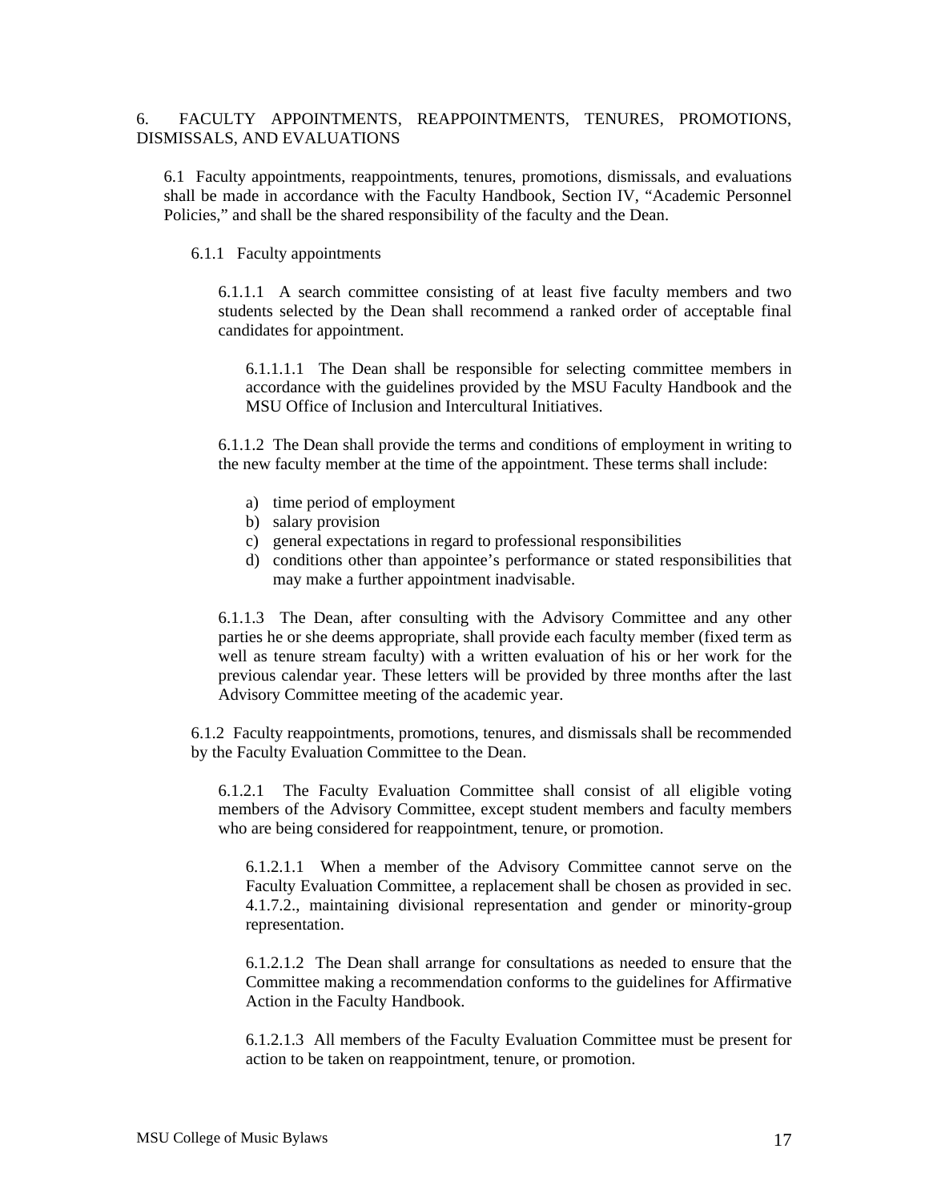## 6. FACULTY APPOINTMENTS, REAPPOINTMENTS, TENURES, PROMOTIONS, DISMISSALS, AND EVALUATIONS

6.1 Faculty appointments, reappointments, tenures, promotions, dismissals, and evaluations shall be made in accordance with the Faculty Handbook, Section IV, "Academic Personnel Policies," and shall be the shared responsibility of the faculty and the Dean.

6.1.1 Faculty appointments

6.1.1.1 A search committee consisting of at least five faculty members and two students selected by the Dean shall recommend a ranked order of acceptable final candidates for appointment.

6.1.1.1.1 The Dean shall be responsible for selecting committee members in accordance with the guidelines provided by the MSU Faculty Handbook and the MSU Office of Inclusion and Intercultural Initiatives.

6.1.1.2 The Dean shall provide the terms and conditions of employment in writing to the new faculty member at the time of the appointment. These terms shall include:

a) time period of employment
b) salary provision
c) general expectations in regard to professional responsibilities
d) conditions other than appointee's performance or stated responsibilities that may make a further appointment inadvisable.

6.1.1.3 The Dean, after consulting with the Advisory Committee and any other parties he or she deems appropriate, shall provide each faculty member (fixed term as well as tenure stream faculty) with a written evaluation of his or her work for the previous calendar year. These letters will be provided by three months after the last Advisory Committee meeting of the academic year.

6.1.2 Faculty reappointments, promotions, tenures, and dismissals shall be recommended by the Faculty Evaluation Committee to the Dean.

6.1.2.1 The Faculty Evaluation Committee shall consist of all eligible voting members of the Advisory Committee, except student members and faculty members who are being considered for reappointment, tenure, or promotion.

6.1.2.1.1 When a member of the Advisory Committee cannot serve on the Faculty Evaluation Committee, a replacement shall be chosen as provided in sec. 4.1.7.2., maintaining divisional representation and gender or minority-group representation.

6.1.2.1.2 The Dean shall arrange for consultations as needed to ensure that the Committee making a recommendation conforms to the guidelines for Affirmative Action in the Faculty Handbook.

6.1.2.1.3 All members of the Faculty Evaluation Committee must be present for action to be taken on reappointment, tenure, or promotion.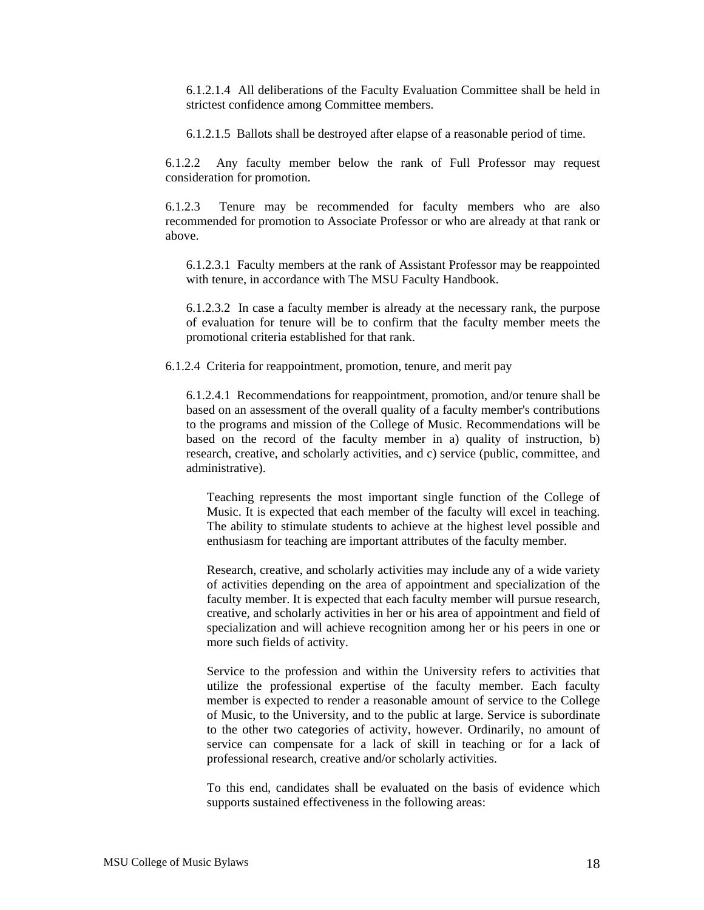6.1.2.1.4 All deliberations of the Faculty Evaluation Committee shall be held in strictest confidence among Committee members.

6.1.2.1.5 Ballots shall be destroyed after elapse of a reasonable period of time.

6.1.2.2 Any faculty member below the rank of Full Professor may request consideration for promotion.

6.1.2.3 Tenure may be recommended for faculty members who are also recommended for promotion to Associate Professor or who are already at that rank or above.

6.1.2.3.1 Faculty members at the rank of Assistant Professor may be reappointed with tenure, in accordance with The MSU Faculty Handbook.

6.1.2.3.2 In case a faculty member is already at the necessary rank, the purpose of evaluation for tenure will be to confirm that the faculty member meets the promotional criteria established for that rank.

6.1.2.4 Criteria for reappointment, promotion, tenure, and merit pay

6.1.2.4.1 Recommendations for reappointment, promotion, and/or tenure shall be based on an assessment of the overall quality of a faculty member's contributions to the programs and mission of the College of Music. Recommendations will be based on the record of the faculty member in a) quality of instruction, b) research, creative, and scholarly activities, and c) service (public, committee, and administrative).

Teaching represents the most important single function of the College of Music. It is expected that each member of the faculty will excel in teaching. The ability to stimulate students to achieve at the highest level possible and enthusiasm for teaching are important attributes of the faculty member.

Research, creative, and scholarly activities may include any of a wide variety of activities depending on the area of appointment and specialization of the faculty member. It is expected that each faculty member will pursue research, creative, and scholarly activities in her or his area of appointment and field of specialization and will achieve recognition among her or his peers in one or more such fields of activity.

Service to the profession and within the University refers to activities that utilize the professional expertise of the faculty member. Each faculty member is expected to render a reasonable amount of service to the College of Music, to the University, and to the public at large. Service is subordinate to the other two categories of activity, however. Ordinarily, no amount of service can compensate for a lack of skill in teaching or for a lack of professional research, creative and/or scholarly activities.

To this end, candidates shall be evaluated on the basis of evidence which supports sustained effectiveness in the following areas: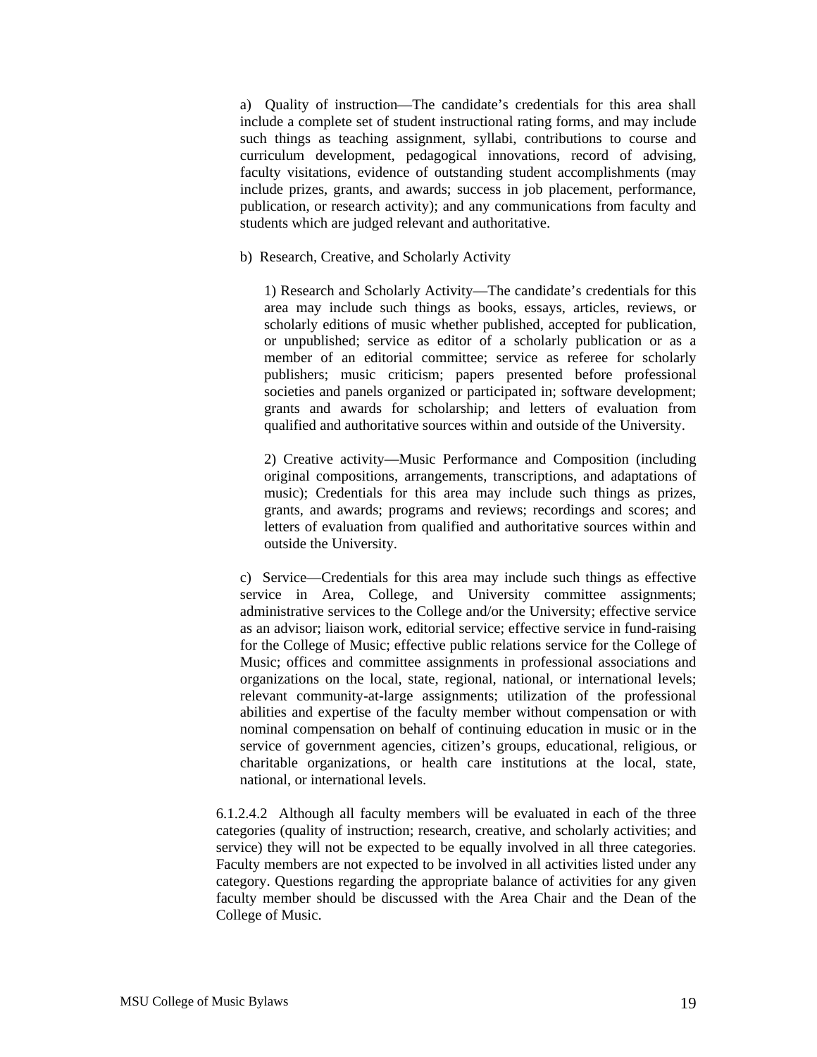a) Quality of instruction—The candidate's credentials for this area shall include a complete set of student instructional rating forms, and may include such things as teaching assignment, syllabi, contributions to course and curriculum development, pedagogical innovations, record of advising, faculty visitations, evidence of outstanding student accomplishments (may include prizes, grants, and awards; success in job placement, performance, publication, or research activity); and any communications from faculty and students which are judged relevant and authoritative.

b) Research, Creative, and Scholarly Activity

1) Research and Scholarly Activity—The candidate's credentials for this area may include such things as books, essays, articles, reviews, or scholarly editions of music whether published, accepted for publication, or unpublished; service as editor of a scholarly publication or as a member of an editorial committee; service as referee for scholarly publishers; music criticism; papers presented before professional societies and panels organized or participated in; software development; grants and awards for scholarship; and letters of evaluation from qualified and authoritative sources within and outside of the University.

2) Creative activity—Music Performance and Composition (including original compositions, arrangements, transcriptions, and adaptations of music); Credentials for this area may include such things as prizes, grants, and awards; programs and reviews; recordings and scores; and letters of evaluation from qualified and authoritative sources within and outside the University.

c) Service—Credentials for this area may include such things as effective service in Area, College, and University committee assignments; administrative services to the College and/or the University; effective service as an advisor; liaison work, editorial service; effective service in fund-raising for the College of Music; effective public relations service for the College of Music; offices and committee assignments in professional associations and organizations on the local, state, regional, national, or international levels; relevant community-at-large assignments; utilization of the professional abilities and expertise of the faculty member without compensation or with nominal compensation on behalf of continuing education in music or in the service of government agencies, citizen's groups, educational, religious, or charitable organizations, or health care institutions at the local, state, national, or international levels.

6.1.2.4.2 Although all faculty members will be evaluated in each of the three categories (quality of instruction; research, creative, and scholarly activities; and service) they will not be expected to be equally involved in all three categories. Faculty members are not expected to be involved in all activities listed under any category. Questions regarding the appropriate balance of activities for any given faculty member should be discussed with the Area Chair and the Dean of the College of Music.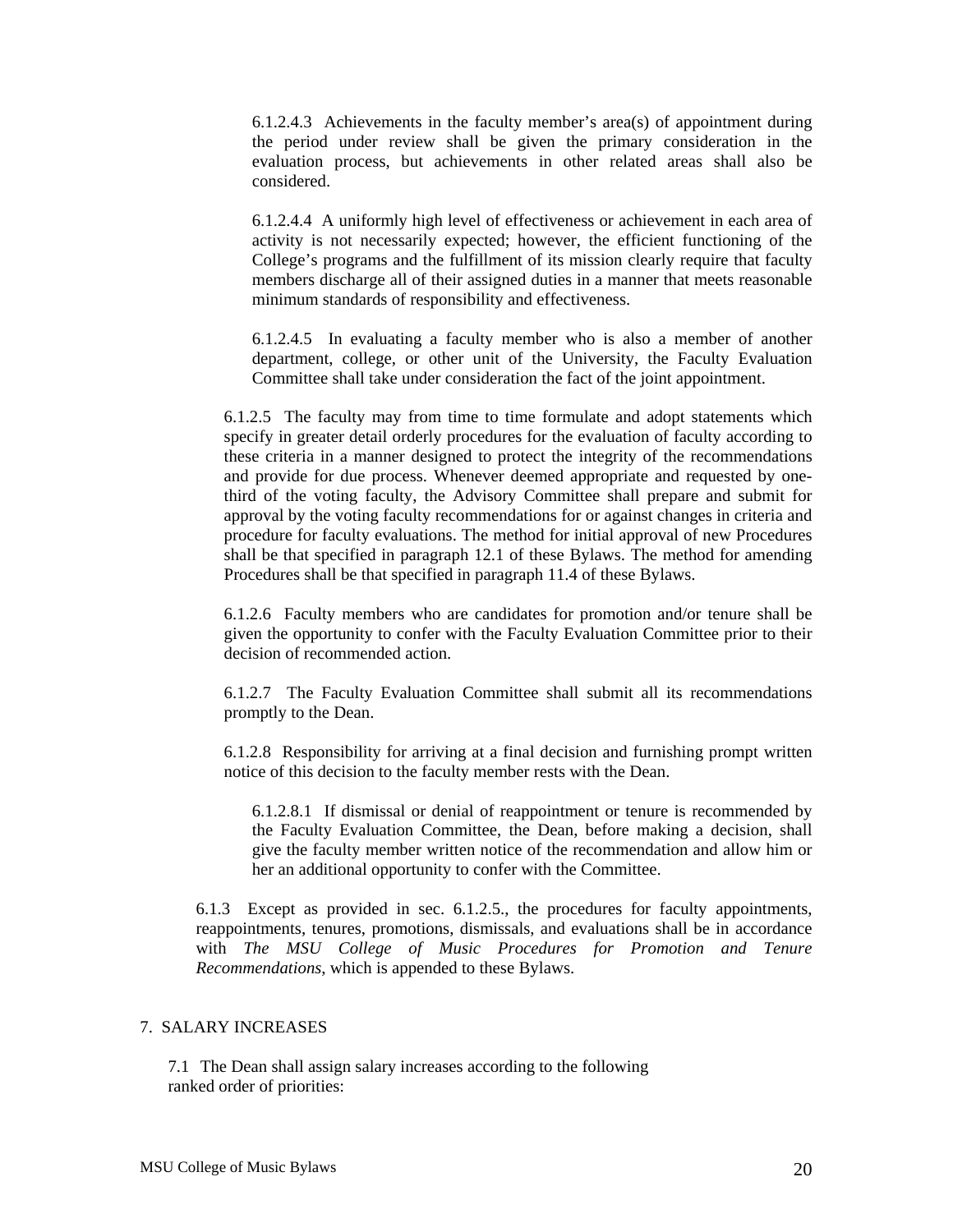6.1.2.4.3 Achievements in the faculty member's area(s) of appointment during the period under review shall be given the primary consideration in the evaluation process, but achievements in other related areas shall also be considered.

6.1.2.4.4 A uniformly high level of effectiveness or achievement in each area of activity is not necessarily expected; however, the efficient functioning of the College's programs and the fulfillment of its mission clearly require that faculty members discharge all of their assigned duties in a manner that meets reasonable minimum standards of responsibility and effectiveness.

6.1.2.4.5 In evaluating a faculty member who is also a member of another department, college, or other unit of the University, the Faculty Evaluation Committee shall take under consideration the fact of the joint appointment.

6.1.2.5 The faculty may from time to time formulate and adopt statements which specify in greater detail orderly procedures for the evaluation of faculty according to these criteria in a manner designed to protect the integrity of the recommendations and provide for due process. Whenever deemed appropriate and requested by one-third of the voting faculty, the Advisory Committee shall prepare and submit for approval by the voting faculty recommendations for or against changes in criteria and procedure for faculty evaluations. The method for initial approval of new Procedures shall be that specified in paragraph 12.1 of these Bylaws. The method for amending Procedures shall be that specified in paragraph 11.4 of these Bylaws.

6.1.2.6 Faculty members who are candidates for promotion and/or tenure shall be given the opportunity to confer with the Faculty Evaluation Committee prior to their decision of recommended action.

6.1.2.7 The Faculty Evaluation Committee shall submit all its recommendations promptly to the Dean.

6.1.2.8 Responsibility for arriving at a final decision and furnishing prompt written notice of this decision to the faculty member rests with the Dean.

6.1.2.8.1 If dismissal or denial of reappointment or tenure is recommended by the Faculty Evaluation Committee, the Dean, before making a decision, shall give the faculty member written notice of the recommendation and allow him or her an additional opportunity to confer with the Committee.

6.1.3 Except as provided in sec. 6.1.2.5., the procedures for faculty appointments, reappointments, tenures, promotions, dismissals, and evaluations shall be in accordance with *The MSU College of Music Procedures for Promotion and Tenure Recommendations*, which is appended to these Bylaws.

## 7. SALARY INCREASES

7.1 The Dean shall assign salary increases according to the following ranked order of priorities: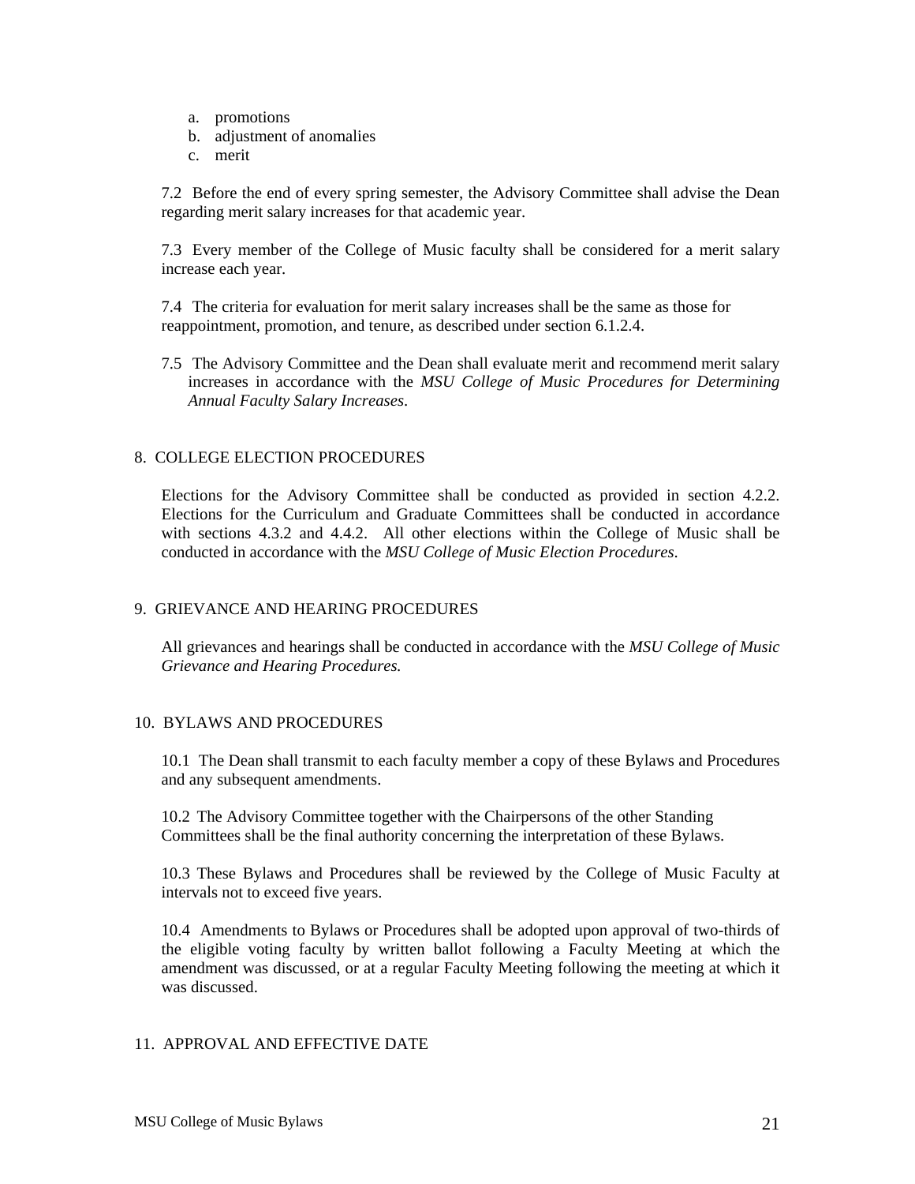a. promotions
b. adjustment of anomalies
c. merit

7.2 Before the end of every spring semester, the Advisory Committee shall advise the Dean regarding merit salary increases for that academic year.

7.3 Every member of the College of Music faculty shall be considered for a merit salary increase each year.

7.4 The criteria for evaluation for merit salary increases shall be the same as those for reappointment, promotion, and tenure, as described under section 6.1.2.4.

7.5 The Advisory Committee and the Dean shall evaluate merit and recommend merit salary increases in accordance with the *MSU College of Music Procedures for Determining Annual Faculty Salary Increases*.

## 8. COLLEGE ELECTION PROCEDURES

Elections for the Advisory Committee shall be conducted as provided in section 4.2.2. Elections for the Curriculum and Graduate Committees shall be conducted in accordance with sections 4.3.2 and 4.4.2. All other elections within the College of Music shall be conducted in accordance with the *MSU College of Music Election Procedures*.

## 9. GRIEVANCE AND HEARING PROCEDURES

All grievances and hearings shall be conducted in accordance with the *MSU College of Music Grievance and Hearing Procedures.*

## 10. BYLAWS AND PROCEDURES

10.1 The Dean shall transmit to each faculty member a copy of these Bylaws and Procedures and any subsequent amendments.

10.2 The Advisory Committee together with the Chairpersons of the other Standing Committees shall be the final authority concerning the interpretation of these Bylaws.

10.3 These Bylaws and Procedures shall be reviewed by the College of Music Faculty at intervals not to exceed five years.

10.4 Amendments to Bylaws or Procedures shall be adopted upon approval of two-thirds of the eligible voting faculty by written ballot following a Faculty Meeting at which the amendment was discussed, or at a regular Faculty Meeting following the meeting at which it was discussed.

## 11. APPROVAL AND EFFECTIVE DATE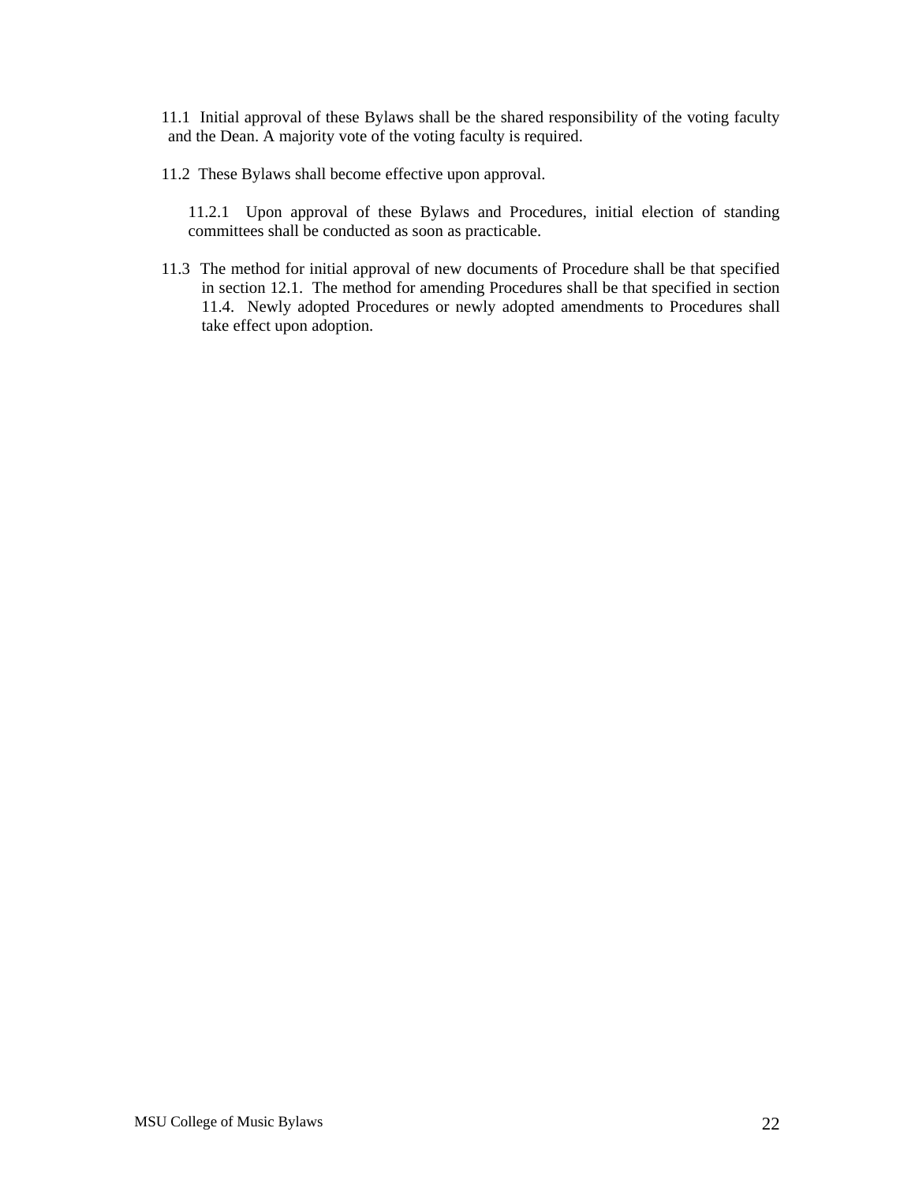11.1 Initial approval of these Bylaws shall be the shared responsibility of the voting faculty and the Dean. A majority vote of the voting faculty is required.

11.2 These Bylaws shall become effective upon approval.

11.2.1 Upon approval of these Bylaws and Procedures, initial election of standing committees shall be conducted as soon as practicable.

11.3 The method for initial approval of new documents of Procedure shall be that specified in section 12.1. The method for amending Procedures shall be that specified in section 11.4. Newly adopted Procedures or newly adopted amendments to Procedures shall take effect upon adoption.